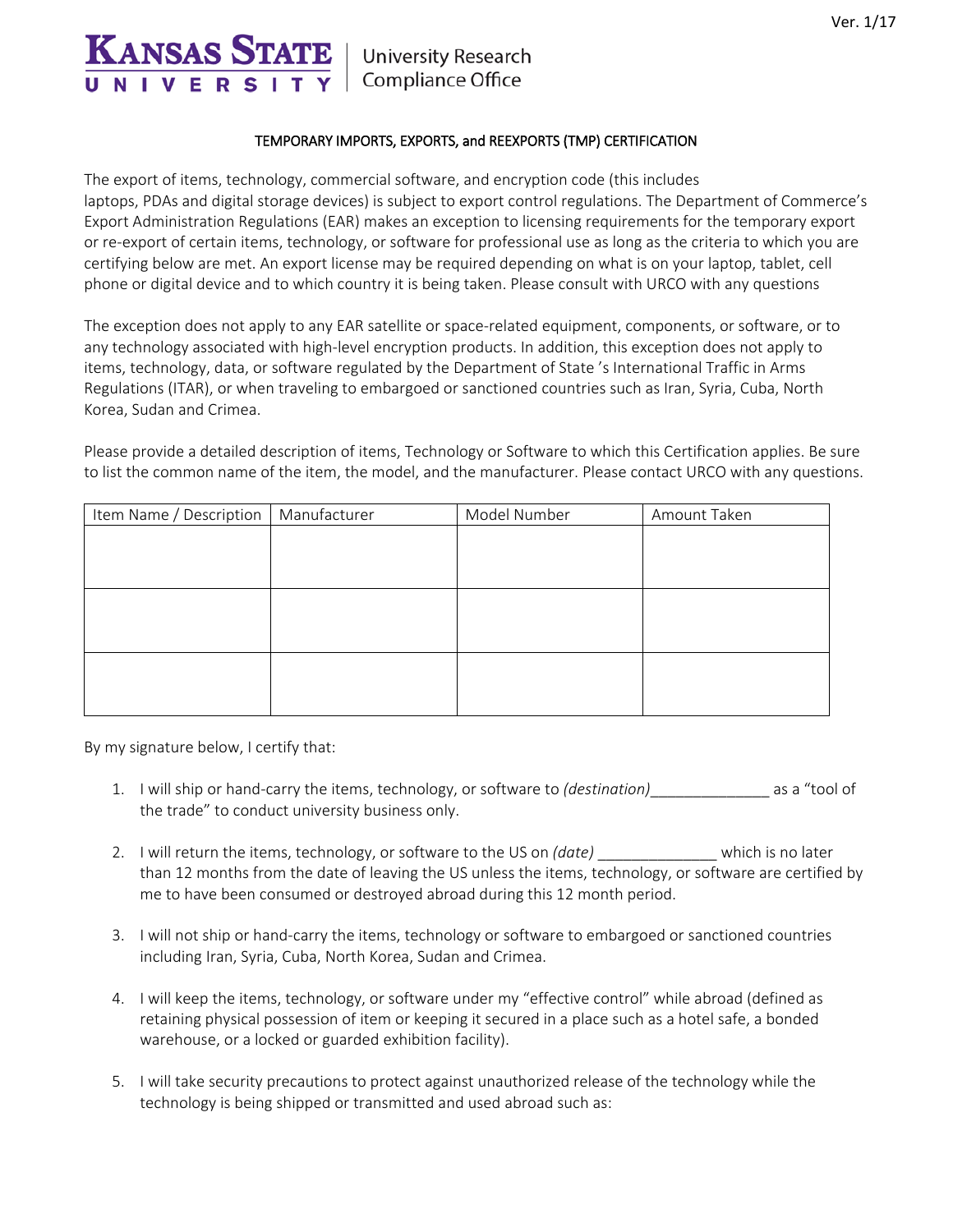Ver. 1/17

**Kansas State University** | University Research Compliance Office

TEMPORARY IMPORTS, EXPORTS, and REEXPORTS (TMP) CERTIFICATION

The export of items, technology, commercial software, and encryption code (this includes laptops, PDAs and digital storage devices) is subject to export control regulations. The Department of Commerce's Export Administration Regulations (EAR) makes an exception to licensing requirements for the temporary export or re-export of certain items, technology, or software for professional use as long as the criteria to which you are certifying below are met. An export license may be required depending on what is on your laptop, tablet, cell phone or digital device and to which country it is being taken. Please consult with URCO with any questions

The exception does not apply to any EAR satellite or space-related equipment, components, or software, or to any technology associated with high-level encryption products. In addition, this exception does not apply to items, technology, data, or software regulated by the Department of State 's International Traffic in Arms Regulations (ITAR), or when traveling to embargoed or sanctioned countries such as Iran, Syria, Cuba, North Korea, Sudan and Crimea.

Please provide a detailed description of items, Technology or Software to which this Certification applies. Be sure to list the common name of the item, the model, and the manufacturer. Please contact URCO with any questions.

| Item Name / Description | Manufacturer | Model Number | Amount Taken |
|---|---|---|---|
| | | | |
| | | | |
| | | | |

By my signature below, I certify that:

1. I will ship or hand-carry the items, technology, or software to *(destination)*______________ as a "tool of the trade" to conduct university business only.

2. I will return the items, technology, or software to the US on *(date)* ______________ which is no later than 12 months from the date of leaving the US unless the items, technology, or software are certified by me to have been consumed or destroyed abroad during this 12 month period.

3. I will not ship or hand-carry the items, technology or software to embargoed or sanctioned countries including Iran, Syria, Cuba, North Korea, Sudan and Crimea.

4. I will keep the items, technology, or software under my "effective control" while abroad (defined as retaining physical possession of item or keeping it secured in a place such as a hotel safe, a bonded warehouse, or a locked or guarded exhibition facility).

5. I will take security precautions to protect against unauthorized release of the technology while the technology is being shipped or transmitted and used abroad such as: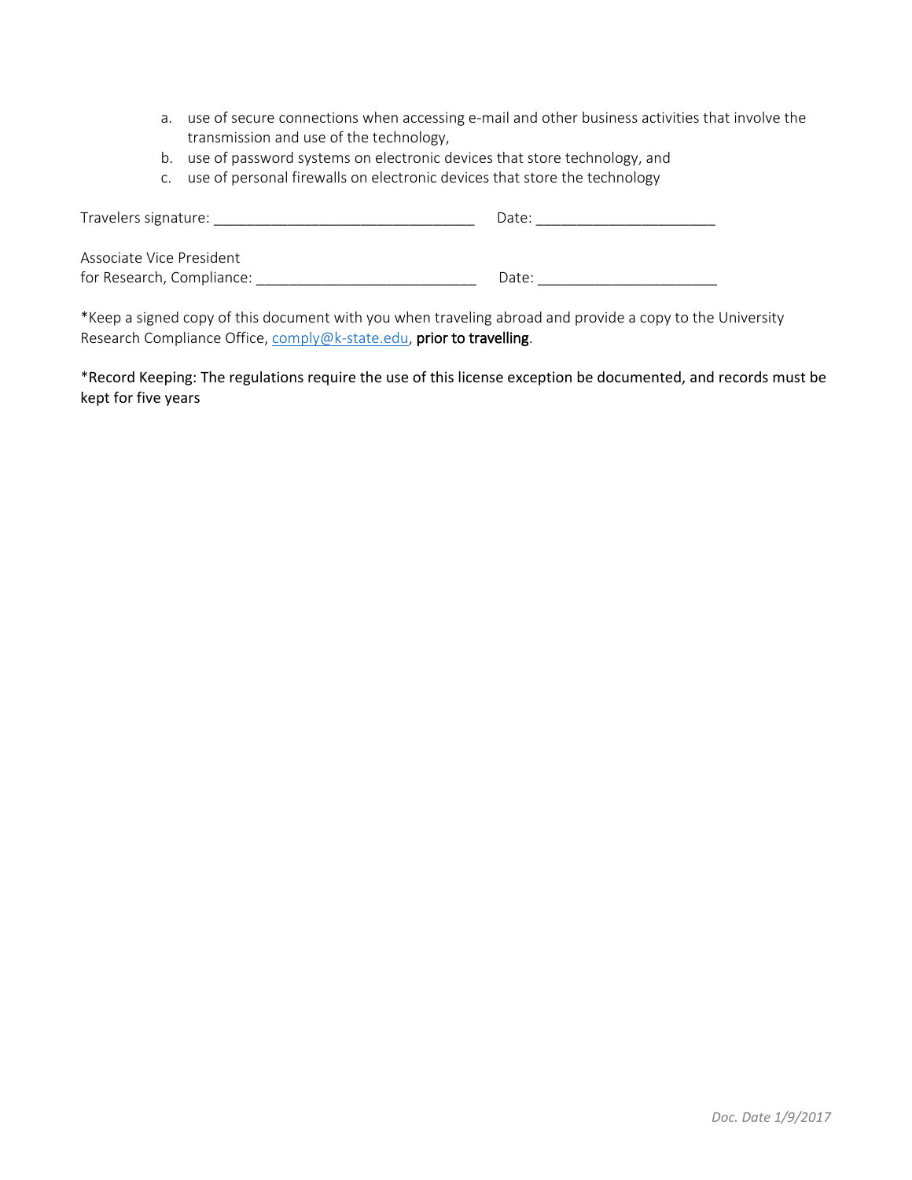a. use of secure connections when accessing e-mail and other business activities that involve the transmission and use of the technology,
b. use of password systems on electronic devices that store technology, and
c. use of personal firewalls on electronic devices that store the technology

Travelers signature: _______________________________ Date: _____________________

Associate Vice President
for Research, Compliance: __________________________ Date: _____________________

*Keep a signed copy of this document with you when traveling abroad and provide a copy to the University Research Compliance Office, comply@k-state.edu, **prior to travelling**.

*Record Keeping: The regulations require the use of this license exception be documented, and records must be kept for five years

*Doc. Date 1/9/2017*